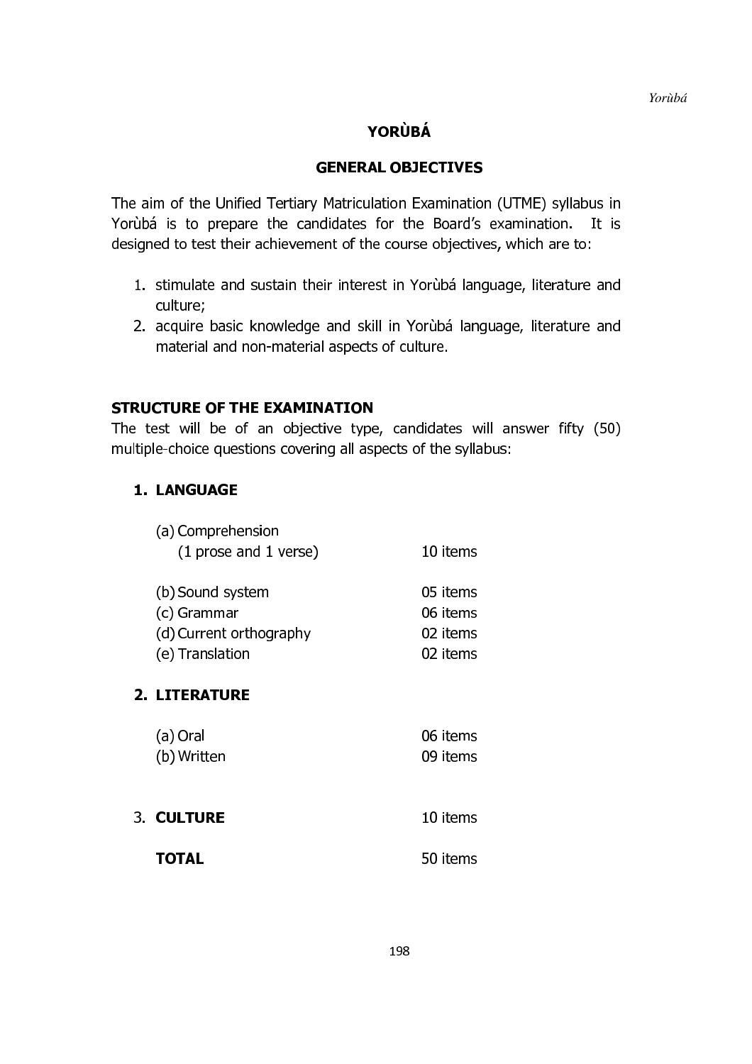# YORÙBÁ

## GENERAL OBJECTIVES

The aim of the Unified Tertiary Matriculation Examination (UTME) syllabus in Yorùbá is to prepare the candidates for the Board's examination. It is designed to test their achievement of the course objectives, which are to:

1. stimulate and sustain their interest in Yorùbá language, literature and culture;
2. acquire basic knowledge and skill in Yorùbá language, literature and material and non-material aspects of culture.

## STRUCTURE OF THE EXAMINATION

The test will be of an objective type, candidates will answer fifty (50) multiple-choice questions covering all aspects of the syllabus:

**1. LANGUAGE**

| | |
|---|---|
| (a) Comprehension (1 prose and 1 verse) | 10 items |
| (b) Sound system | 05 items |
| (c) Grammar | 06 items |
| (d) Current orthography | 02 items |
| (e) Translation | 02 items |

**2. LITERATURE**

| | |
|---|---|
| (a) Oral | 06 items |
| (b) Written | 09 items |

| | |
|---|---|
| 3. **CULTURE** | 10 items |
| **TOTAL** | 50 items |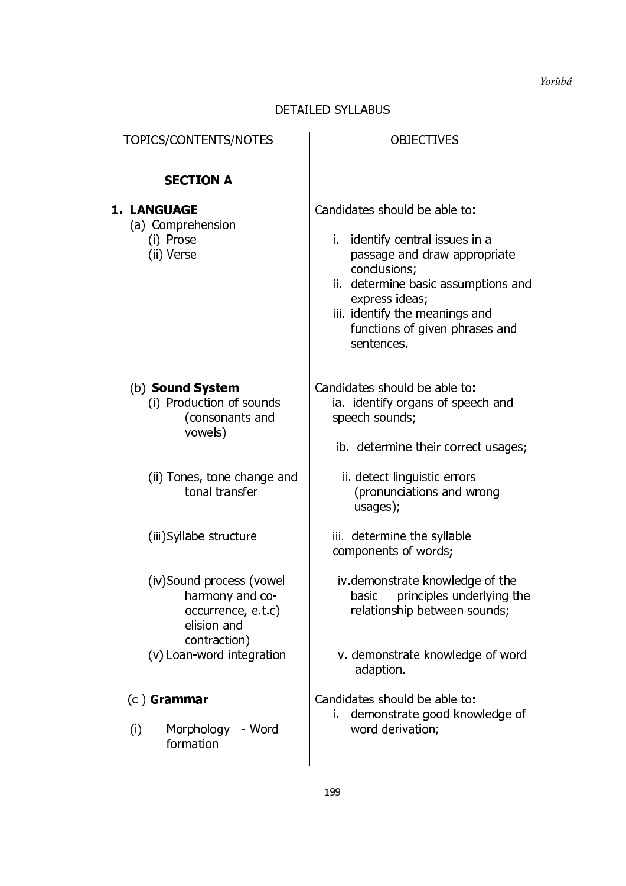## DETAILED SYLLABUS

| TOPICS/CONTENTS/NOTES | OBJECTIVES |
| --- | --- |
| **SECTION A** | |
| **1. LANGUAGE**<br>(a) Comprehension<br>(i) Prose<br>(ii) Verse | Candidates should be able to:<br>i. identify central issues in a passage and draw appropriate conclusions;<br>ii. determine basic assumptions and express ideas;<br>iii. identify the meanings and functions of given phrases and sentences. |
| (b) **Sound System**<br>(i) Production of sounds (consonants and vowels) | Candidates should be able to:<br>ia. identify organs of speech and speech sounds;<br>ib. determine their correct usages; |
| (ii) Tones, tone change and tonal transfer | ii. detect linguistic errors (pronunciations and wrong usages); |
| (iii)Syllabe structure | iii. determine the syllable components of words; |
| (iv)Sound process (vowel harmony and co-occurrence, e.t.c) elision and contraction) | iv.demonstrate knowledge of the basic principles underlying the relationship between sounds; |
| (v) Loan-word integration | v. demonstrate knowledge of word adaption. |
| (c ) **Grammar**<br>(i) Morphology - Word formation | Candidates should be able to:<br>i. demonstrate good knowledge of word derivation; |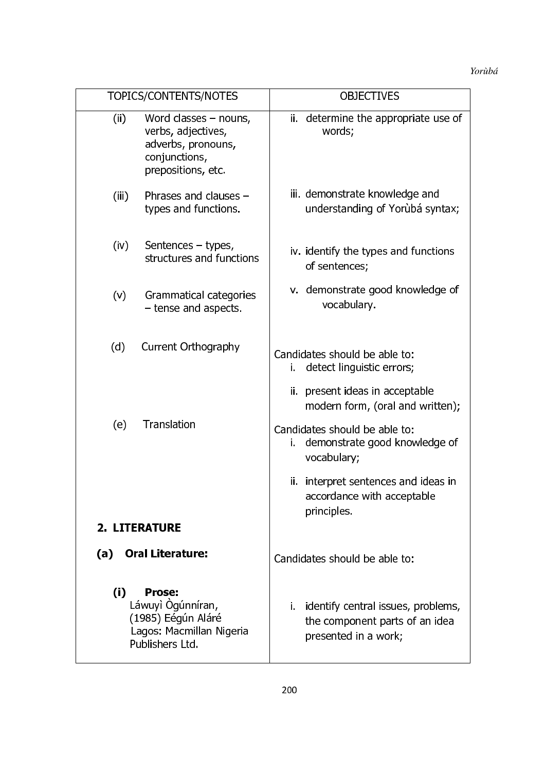| TOPICS/CONTENTS/NOTES | OBJECTIVES |
|---|---|
| (ii) Word classes – nouns, verbs, adjectives, adverbs, pronouns, conjunctions, prepositions, etc. | ii. determine the appropriate use of words; |
| (iii) Phrases and clauses – types and functions. | iii. demonstrate knowledge and understanding of Yorùbá syntax; |
| (iv) Sentences – types, structures and functions | iv. identify the types and functions of sentences; |
| (v) Grammatical categories – tense and aspects. | v. demonstrate good knowledge of vocabulary. |
| (d) Current Orthography | Candidates should be able to:<br>i. detect linguistic errors;<br>ii. present ideas in acceptable modern form, (oral and written); |
| (e) Translation | Candidates should be able to:<br>i. demonstrate good knowledge of vocabulary;<br>ii. interpret sentences and ideas in accordance with acceptable principles. |
| **2. LITERATURE** | |
| **(a) Oral Literature:** | Candidates should be able to: |
| **(i) Prose:**<br>Láwuyì Ògúnníran, (1985) Eégún Aláré Lagos: Macmillan Nigeria Publishers Ltd. | i. identify central issues, problems, the component parts of an idea presented in a work; |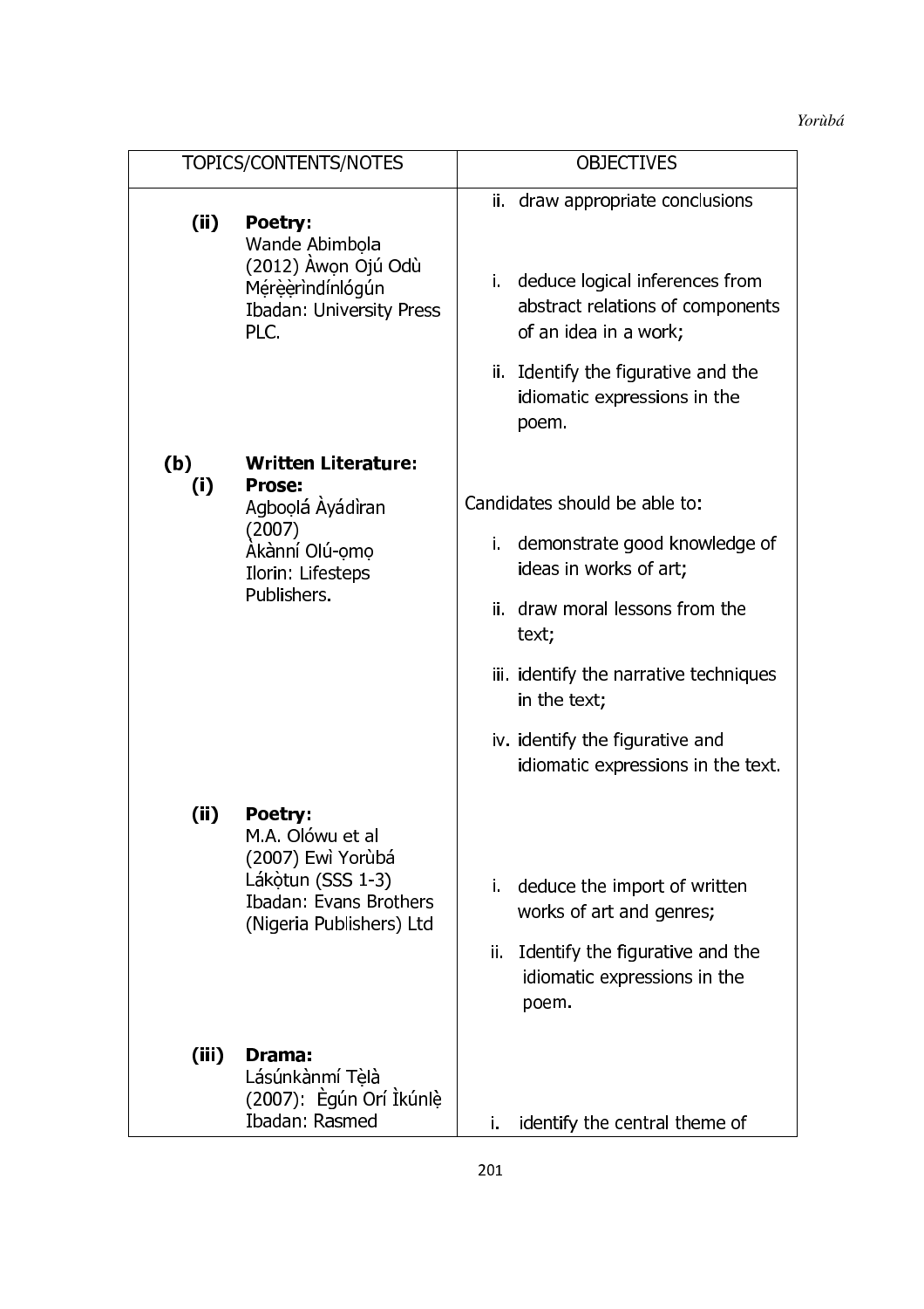| TOPICS/CONTENTS/NOTES | OBJECTIVES |
|---|---|
| | ii. draw appropriate conclusions |
| **(ii) Poetry:** Wande Abimbọla (2012) Àwọn Ojú Odù Mẹ́rẹ̀ẹ̀rìndínlógún Ibadan: University Press PLC. | i. deduce logical inferences from abstract relations of components of an idea in a work;<br>ii. Identify the figurative and the idiomatic expressions in the poem. |
| **(b) Written Literature:**<br>**(i) Prose:** Agboọlá Àyádìran (2007) Àkànní Olú-ọmọ Ilorin: Lifesteps Publishers. | Candidates should be able to:<br>i. demonstrate good knowledge of ideas in works of art;<br>ii. draw moral lessons from the text;<br>iii. identify the narrative techniques in the text;<br>iv. identify the figurative and idiomatic expressions in the text. |
| **(ii) Poetry:** M.A. Olówu et al (2007) Ewì Yorùbá Lákọ̀tun (SSS 1-3) Ibadan: Evans Brothers (Nigeria Publishers) Ltd | i. deduce the import of written works of art and genres;<br>ii. Identify the figurative and the idiomatic expressions in the poem. |
| **(iii) Drama:** Lásúnkànmí Tẹ̀là (2007): Ègún Orí Ìkúnlẹ̀ Ibadan: Rasmed | i. identify the central theme of |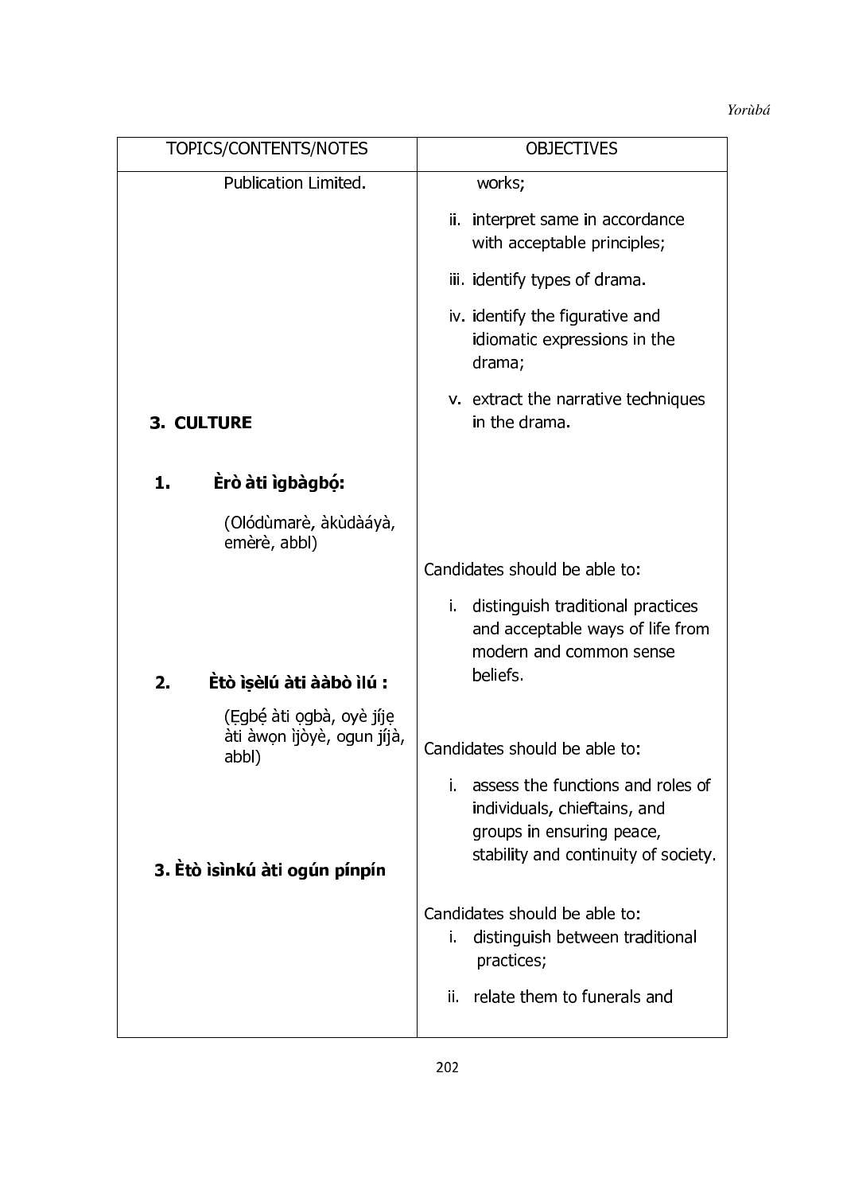| TOPICS/CONTENTS/NOTES | OBJECTIVES |
|---|---|
| Publication Limited. | works;<br>ii. interpret same in accordance with acceptable principles;<br>iii. identify types of drama.<br>iv. identify the figurative and idiomatic expressions in the drama;<br>v. extract the narrative techniques in the drama. |
| **3. CULTURE** | |
| **1. Èrò àti ìgbàgbọ́:**<br>(Olódùmarè, àkùdàáyà, emèrè, abbl) | Candidates should be able to:<br>i. distinguish traditional practices and acceptable ways of life from modern and common sense beliefs. |
| **2. Ètò ìṣèlú àti ààbò ìlú :**<br>(Ẹgbẹ́ àti ọgbà, oyè jíjẹ àti àwọn ìjòyè, ogun jíjà, abbl) | Candidates should be able to:<br>i. assess the functions and roles of individuals, chieftains, and groups in ensuring peace, stability and continuity of society. |
| **3. Ètò ìsìnkú àti ogún pínpín** | Candidates should be able to:<br>i. distinguish between traditional practices;<br>ii. relate them to funerals and |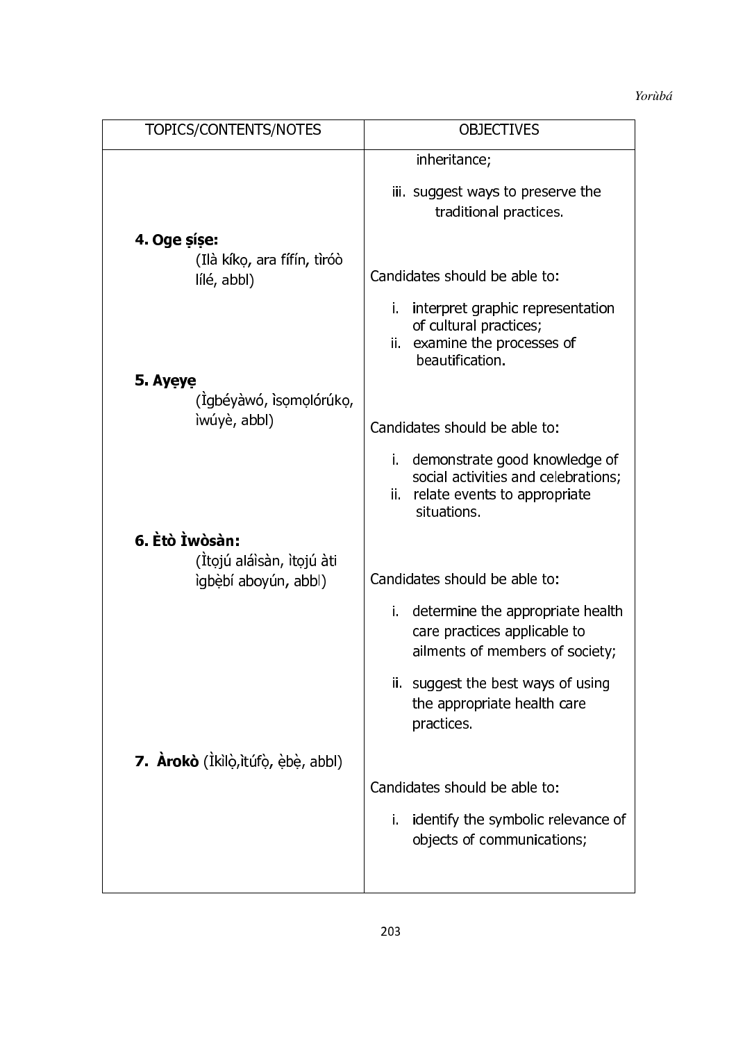| TOPICS/CONTENTS/NOTES | OBJECTIVES |
|---|---|
| | inheritance;<br><br>iii. suggest ways to preserve the traditional practices. |
| **4. Oge ṣíṣe:**<br>(Ilà kíkọ, ara fífín, tìróò lílé, abbl) | Candidates should be able to:<br><br>i. interpret graphic representation of cultural practices;<br>ii. examine the processes of beautification. |
| **5. Ayẹyẹ**<br>(Ìgbéyàwó, ìsọmọlórúkọ, ìwúyè, abbl) | Candidates should be able to:<br><br>i. demonstrate good knowledge of social activities and celebrations;<br>ii. relate events to appropriate situations. |
| **6. Ètò Ìwòsàn:**<br>(Ìtọjú aláìsàn, ìtọjú àti ìgbèbí aboyún, abbl) | Candidates should be able to:<br><br>i. determine the appropriate health care practices applicable to ailments of members of society;<br><br>ii. suggest the best ways of using the appropriate health care practices. |
| **7. Àrokò** (Ìkìlọ̀,ìtúfọ̀, ẹ̀bẹ̀, abbl) | Candidates should be able to:<br><br>i. identify the symbolic relevance of objects of communications; |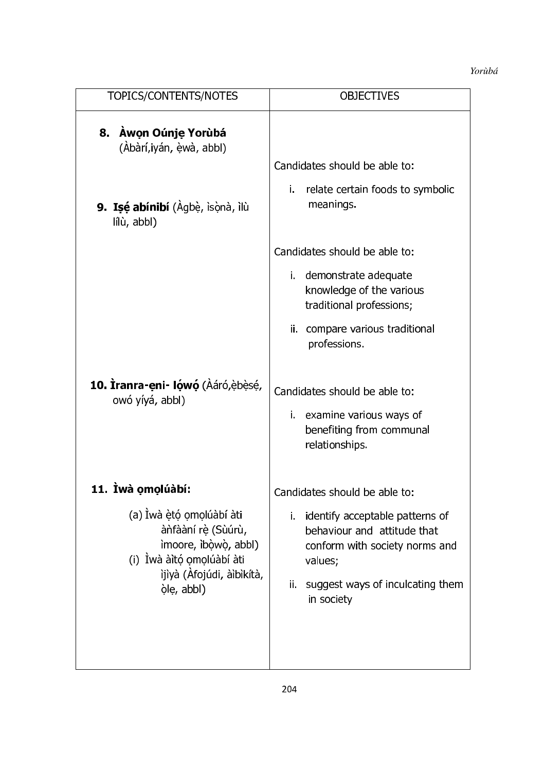| TOPICS/CONTENTS/NOTES | OBJECTIVES |
|---|---|
| **8. Àwọn Oúnjẹ Yorùbá** (Àbàrí,iyán, ẹ̀wà, abbl) | Candidates should be able to:<br><br>i. relate certain foods to symbolic meanings. |
| **9. Iṣẹ́ abínibí** (Àgbẹ̀, ìsọ̀nà, ìlù lílù, abbl) | Candidates should be able to:<br><br>i. demonstrate adequate knowledge of the various traditional professions;<br><br>ii. compare various traditional professions. |
| **10. Ìranra-ẹni- lọ́wọ́** (Àáró,ẹ̀bẹ̀sẹ́, owó yíyá, abbl) | Candidates should be able to:<br><br>i. examine various ways of benefiting from communal relationships. |
| **11. Ìwà ọmọlúàbí:**<br><br>(a) Ìwà ẹ̀tọ́ ọmọlúàbí àti àǹfààní rẹ̀ (Sùúrù, ìmoore, ìbọ̀wọ̀, abbl)<br>(i) Ìwà àìtọ́ ọmọlúàbí àti ìjìyà (Àfojúdi, àìbìkítà, ọ̀lẹ, abbl) | Candidates should be able to:<br><br>i. identify acceptable patterns of behaviour and attitude that conform with society norms and values;<br><br>ii. suggest ways of inculcating them in society |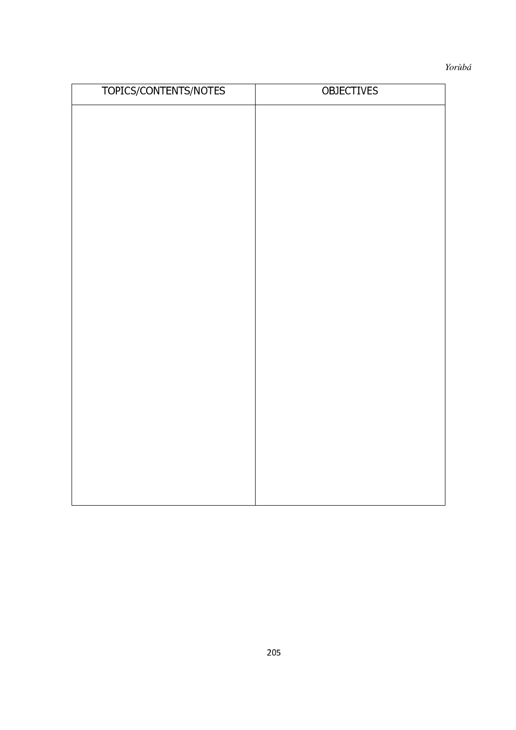| TOPICS/CONTENTS/NOTES | OBJECTIVES |
| --- | --- |
| | |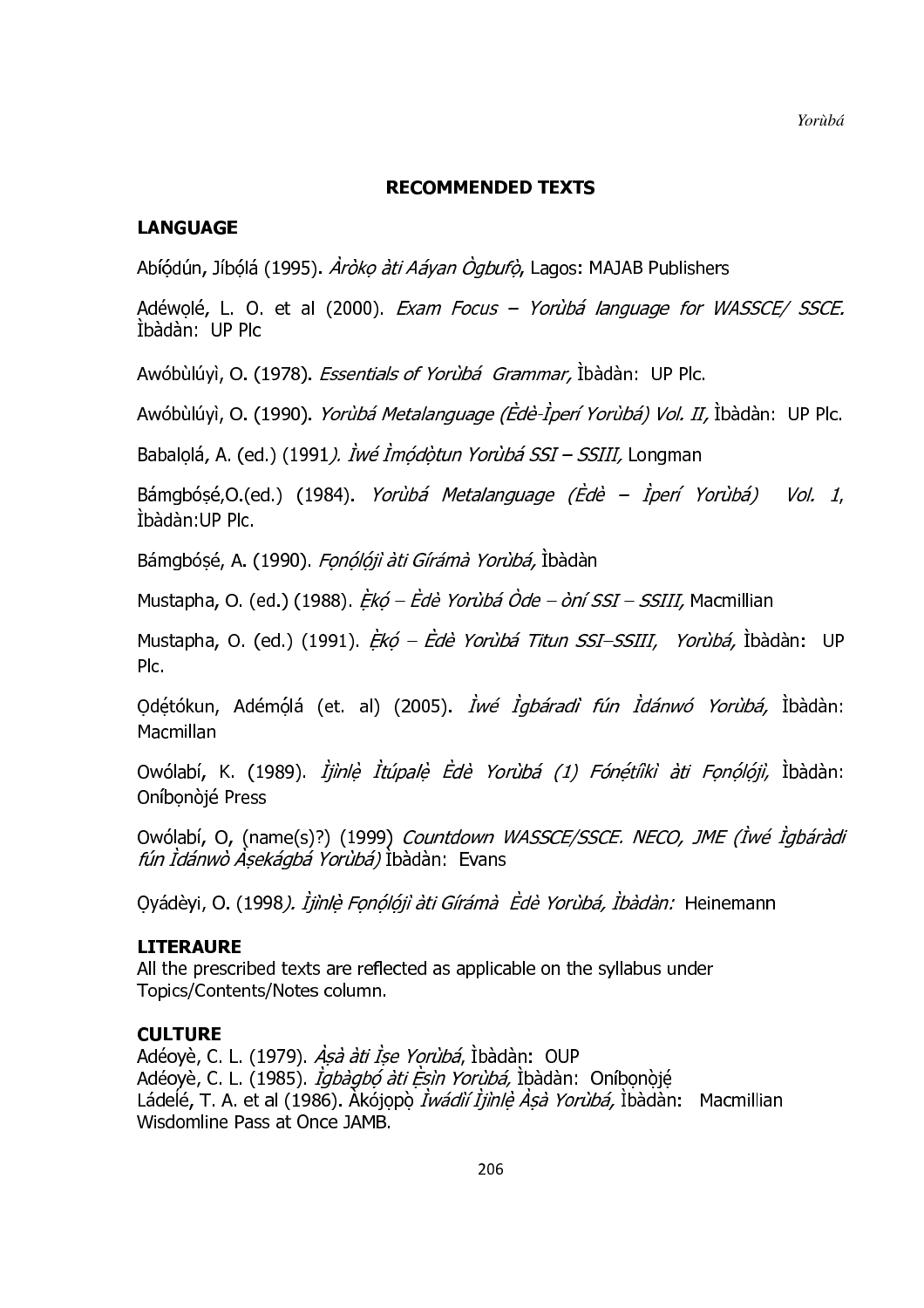## RECOMMENDED TEXTS

### LANGUAGE

Abíọ́dún, Jíbọ́lá (1995). *Àròkọ àti Aáyan Ògbufọ̀*, Lagos: MAJAB Publishers

Adéwọlé, L. O. et al (2000). *Exam Focus – Yorùbá language for WASSCE/ SSCE.* Ìbàdàn: UP Plc

Awóbùlúyì, O. (1978). *Essentials of Yorùbá Grammar,* Ìbàdàn: UP Plc.

Awóbùlúyì, O. (1990). *Yorùbá Metalanguage (Èdè-Ìperí Yorùbá) Vol. II,* Ìbàdàn: UP Plc.

Babalọlá, A. (ed.) (1991*). Ìwé Ìmọ́dọ̀tun Yorùbá SSI – SSIII,* Longman

Bámgbóṣé,O.(ed.) (1984). *Yorùbá Metalanguage (Èdè – Ìperí Yorùbá) Vol. 1*, Ìbàdàn:UP Plc.

Bámgbóṣé, A. (1990). *Fọnọ́lọ́jì àti Gírámà Yorùbá,* Ìbàdàn

Mustapha, O. (ed.) (1988). *Ẹ̀kọ́ – Èdè Yorùbá Òde – òní SSI – SSIII,* Macmillian

Mustapha, O. (ed.) (1991). *Ẹ̀kọ́ – Èdè Yorùbá Titun SSI–SSIII, Yorùbá,* Ìbàdàn: UP Plc.

Ọdẹ́tókun, Adémọ́lá (et. al) (2005). *Ìwé Ìgbáradì fún Ìdánwó Yorùbá,* Ìbàdàn: Macmillan

Owólabí, K. (1989). *Ìjìnlẹ̀ Ìtúpalẹ̀ Èdè Yorùbá (1) Fónẹ́tíìkì àti Fọnọ́lọ́jì,* Ìbàdàn: Oníbọnòjé Press

Owólabí, O, (name(s)?) (1999) *Countdown WASSCE/SSCE. NECO, JME (Ìwé Ìgbáràdi fún Ìdánwò Àṣekágbá Yorùbá)* Ìbàdàn: Evans

Ọyádèyi, O. (1998*). Ìjìnlẹ̀ Fọnọ́lọ́jì àti Gírámà Èdè Yorùbá, Ìbàdàn:* Heinemann

### LITERAURE

All the prescribed texts are reflected as applicable on the syllabus under Topics/Contents/Notes column.

### CULTURE

Adéoyè, C. L. (1979). *Àṣà àti Ìṣe Yorùbá*, Ìbàdàn: OUP
Adéoyè, C. L. (1985). *Ìgbàgbọ́ àti Ẹ̀sìn Yorùbá,* Ìbàdàn: Oníbọnòjé
Ládélé, T. A. et al (1986). Àkójọpọ̀ *Ìwádìí Ìjìnlẹ̀ Àṣà Yorùbá,* Ìbàdàn: Macmillian
Wisdomline Pass at Once JAMB.